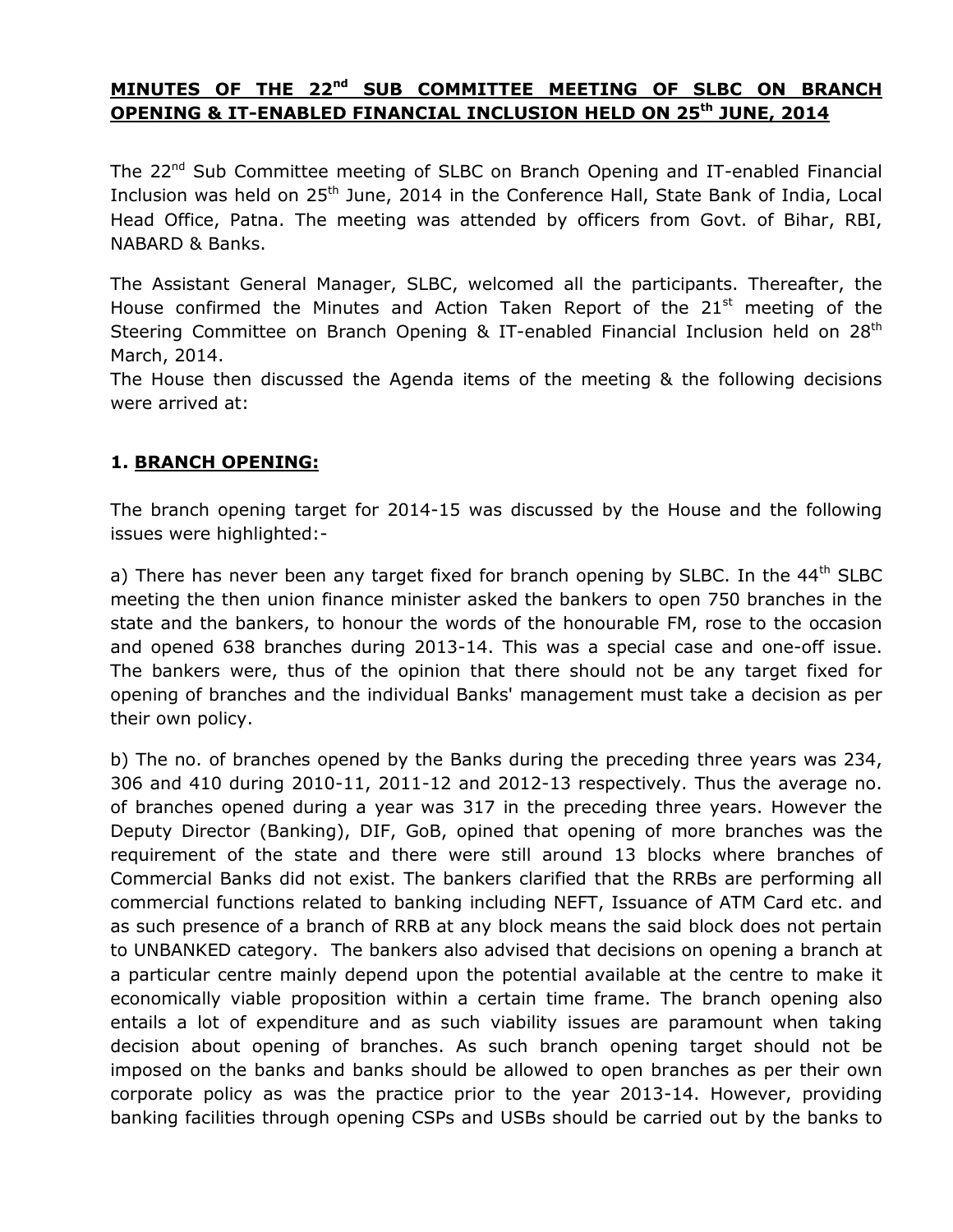# MINUTES OF THE 22nd SUB COMMITTEE MEETING OF SLBC ON BRANCH OPENING & IT-ENABLED FINANCIAL INCLUSION HELD ON 25th JUNE, 2014

The 22nd Sub Committee meeting of SLBC on Branch Opening and IT-enabled Financial Inclusion was held on 25th June, 2014 in the Conference Hall, State Bank of India, Local Head Office, Patna. The meeting was attended by officers from Govt. of Bihar, RBI, NABARD & Banks.

The Assistant General Manager, SLBC, welcomed all the participants. Thereafter, the House confirmed the Minutes and Action Taken Report of the 21st meeting of the Steering Committee on Branch Opening & IT-enabled Financial Inclusion held on 28th March, 2014.

The House then discussed the Agenda items of the meeting & the following decisions were arrived at:

## 1. BRANCH OPENING:

The branch opening target for 2014-15 was discussed by the House and the following issues were highlighted:-

a) There has never been any target fixed for branch opening by SLBC. In the 44th SLBC meeting the then union finance minister asked the bankers to open 750 branches in the state and the bankers, to honour the words of the honourable FM, rose to the occasion and opened 638 branches during 2013-14. This was a special case and one-off issue. The bankers were, thus of the opinion that there should not be any target fixed for opening of branches and the individual Banks' management must take a decision as per their own policy.

b) The no. of branches opened by the Banks during the preceding three years was 234, 306 and 410 during 2010-11, 2011-12 and 2012-13 respectively. Thus the average no. of branches opened during a year was 317 in the preceding three years. However the Deputy Director (Banking), DIF, GoB, opined that opening of more branches was the requirement of the state and there were still around 13 blocks where branches of Commercial Banks did not exist. The bankers clarified that the RRBs are performing all commercial functions related to banking including NEFT, Issuance of ATM Card etc. and as such presence of a branch of RRB at any block means the said block does not pertain to UNBANKED category. The bankers also advised that decisions on opening a branch at a particular centre mainly depend upon the potential available at the centre to make it economically viable proposition within a certain time frame. The branch opening also entails a lot of expenditure and as such viability issues are paramount when taking decision about opening of branches. As such branch opening target should not be imposed on the banks and banks should be allowed to open branches as per their own corporate policy as was the practice prior to the year 2013-14. However, providing banking facilities through opening CSPs and USBs should be carried out by the banks to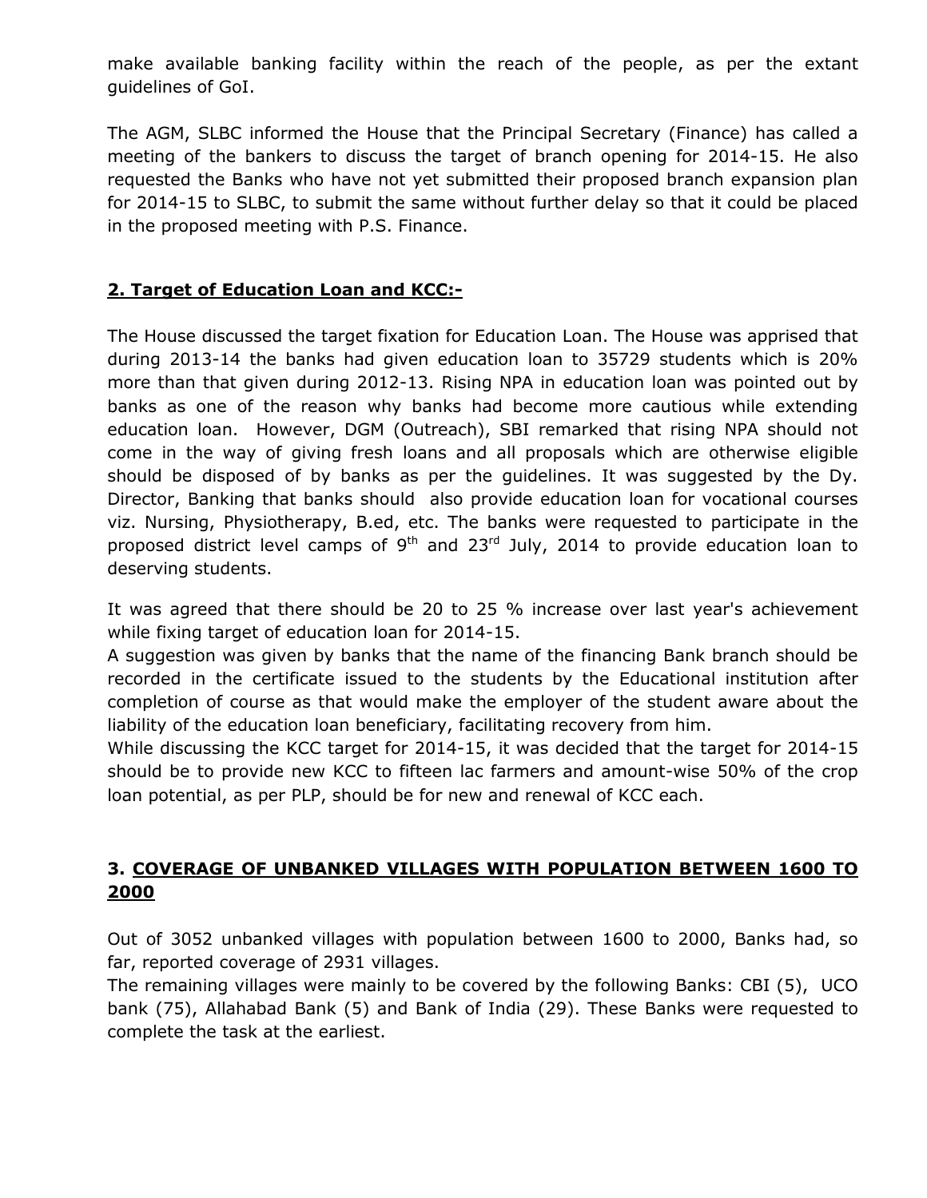make available banking facility within the reach of the people, as per the extant guidelines of GoI.

The AGM, SLBC informed the House that the Principal Secretary (Finance) has called a meeting of the bankers to discuss the target of branch opening for 2014-15. He also requested the Banks who have not yet submitted their proposed branch expansion plan for 2014-15 to SLBC, to submit the same without further delay so that it could be placed in the proposed meeting with P.S. Finance.

## 2. Target of Education Loan and KCC:-

The House discussed the target fixation for Education Loan. The House was apprised that during 2013-14 the banks had given education loan to 35729 students which is 20% more than that given during 2012-13. Rising NPA in education loan was pointed out by banks as one of the reason why banks had become more cautious while extending education loan. However, DGM (Outreach), SBI remarked that rising NPA should not come in the way of giving fresh loans and all proposals which are otherwise eligible should be disposed of by banks as per the guidelines. It was suggested by the Dy. Director, Banking that banks should also provide education loan for vocational courses viz. Nursing, Physiotherapy, B.ed, etc. The banks were requested to participate in the proposed district level camps of 9th and 23rd July, 2014 to provide education loan to deserving students.

It was agreed that there should be 20 to 25 % increase over last year's achievement while fixing target of education loan for 2014-15.

A suggestion was given by banks that the name of the financing Bank branch should be recorded in the certificate issued to the students by the Educational institution after completion of course as that would make the employer of the student aware about the liability of the education loan beneficiary, facilitating recovery from him.

While discussing the KCC target for 2014-15, it was decided that the target for 2014-15 should be to provide new KCC to fifteen lac farmers and amount-wise 50% of the crop loan potential, as per PLP, should be for new and renewal of KCC each.

## 3. COVERAGE OF UNBANKED VILLAGES WITH POPULATION BETWEEN 1600 TO 2000

Out of 3052 unbanked villages with population between 1600 to 2000, Banks had, so far, reported coverage of 2931 villages.

The remaining villages were mainly to be covered by the following Banks: CBI (5), UCO bank (75), Allahabad Bank (5) and Bank of India (29). These Banks were requested to complete the task at the earliest.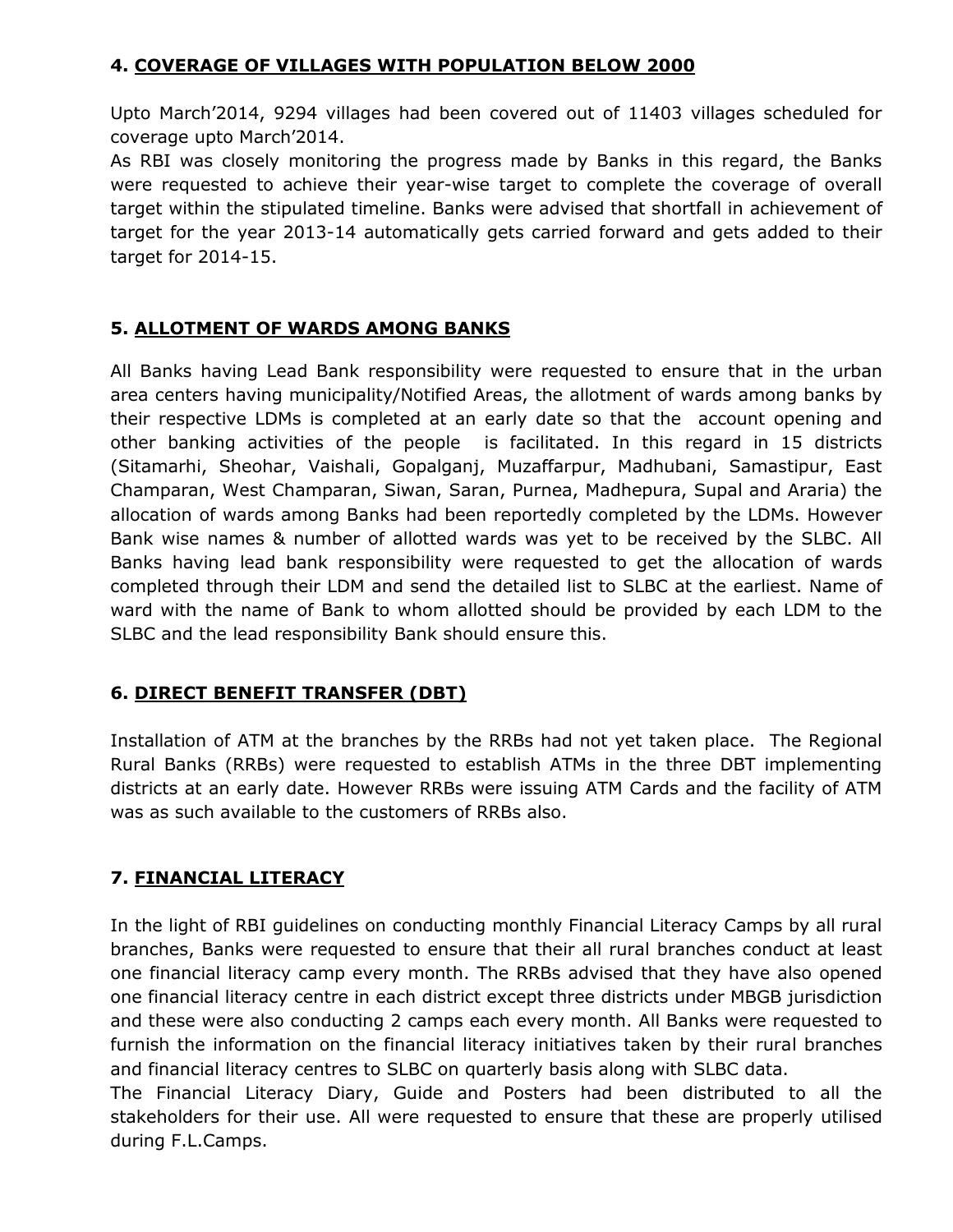## 4. COVERAGE OF VILLAGES WITH POPULATION BELOW 2000

Upto March'2014, 9294 villages had been covered out of 11403 villages scheduled for coverage upto March'2014.

As RBI was closely monitoring the progress made by Banks in this regard, the Banks were requested to achieve their year-wise target to complete the coverage of overall target within the stipulated timeline. Banks were advised that shortfall in achievement of target for the year 2013-14 automatically gets carried forward and gets added to their target for 2014-15.

## 5. ALLOTMENT OF WARDS AMONG BANKS

All Banks having Lead Bank responsibility were requested to ensure that in the urban area centers having municipality/Notified Areas, the allotment of wards among banks by their respective LDMs is completed at an early date so that the account opening and other banking activities of the people is facilitated. In this regard in 15 districts (Sitamarhi, Sheohar, Vaishali, Gopalganj, Muzaffarpur, Madhubani, Samastipur, East Champaran, West Champaran, Siwan, Saran, Purnea, Madhepura, Supal and Araria) the allocation of wards among Banks had been reportedly completed by the LDMs. However Bank wise names & number of allotted wards was yet to be received by the SLBC. All Banks having lead bank responsibility were requested to get the allocation of wards completed through their LDM and send the detailed list to SLBC at the earliest. Name of ward with the name of Bank to whom allotted should be provided by each LDM to the SLBC and the lead responsibility Bank should ensure this.

## 6. DIRECT BENEFIT TRANSFER (DBT)

Installation of ATM at the branches by the RRBs had not yet taken place. The Regional Rural Banks (RRBs) were requested to establish ATMs in the three DBT implementing districts at an early date. However RRBs were issuing ATM Cards and the facility of ATM was as such available to the customers of RRBs also.

## 7. FINANCIAL LITERACY

In the light of RBI guidelines on conducting monthly Financial Literacy Camps by all rural branches, Banks were requested to ensure that their all rural branches conduct at least one financial literacy camp every month. The RRBs advised that they have also opened one financial literacy centre in each district except three districts under MBGB jurisdiction and these were also conducting 2 camps each every month. All Banks were requested to furnish the information on the financial literacy initiatives taken by their rural branches and financial literacy centres to SLBC on quarterly basis along with SLBC data.

The Financial Literacy Diary, Guide and Posters had been distributed to all the stakeholders for their use. All were requested to ensure that these are properly utilised during F.L.Camps.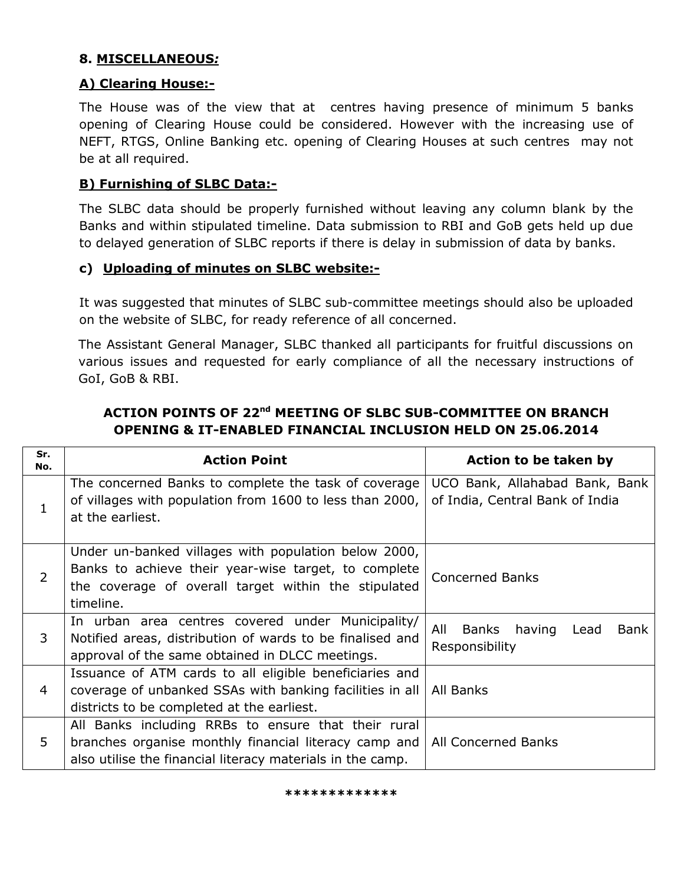## 8. MISCELLANEOUS:

### A) Clearing House:-

The House was of the view that at centres having presence of minimum 5 banks opening of Clearing House could be considered. However with the increasing use of NEFT, RTGS, Online Banking etc. opening of Clearing Houses at such centres may not be at all required.

### B) Furnishing of SLBC Data:-

The SLBC data should be properly furnished without leaving any column blank by the Banks and within stipulated timeline. Data submission to RBI and GoB gets held up due to delayed generation of SLBC reports if there is delay in submission of data by banks.

### c) Uploading of minutes on SLBC website:-

It was suggested that minutes of SLBC sub-committee meetings should also be uploaded on the website of SLBC, for ready reference of all concerned.

The Assistant General Manager, SLBC thanked all participants for fruitful discussions on various issues and requested for early compliance of all the necessary instructions of GoI, GoB & RBI.

## ACTION POINTS OF 22nd MEETING OF SLBC SUB-COMMITTEE ON BRANCH OPENING & IT-ENABLED FINANCIAL INCLUSION HELD ON 25.06.2014

| Sr. No. | Action Point | Action to be taken by |
|---|---|---|
| 1 | The concerned Banks to complete the task of coverage of villages with population from 1600 to less than 2000, at the earliest. | UCO Bank, Allahabad Bank, Bank of India, Central Bank of India |
| 2 | Under un-banked villages with population below 2000, Banks to achieve their year-wise target, to complete the coverage of overall target within the stipulated timeline. | Concerned Banks |
| 3 | In urban area centres covered under Municipality/ Notified areas, distribution of wards to be finalised and approval of the same obtained in DLCC meetings. | All Banks having Lead Bank Responsibility |
| 4 | Issuance of ATM cards to all eligible beneficiaries and coverage of unbanked SSAs with banking facilities in all districts to be completed at the earliest. | All Banks |
| 5 | All Banks including RRBs to ensure that their rural branches organise monthly financial literacy camp and also utilise the financial literacy materials in the camp. | All Concerned Banks |

*************